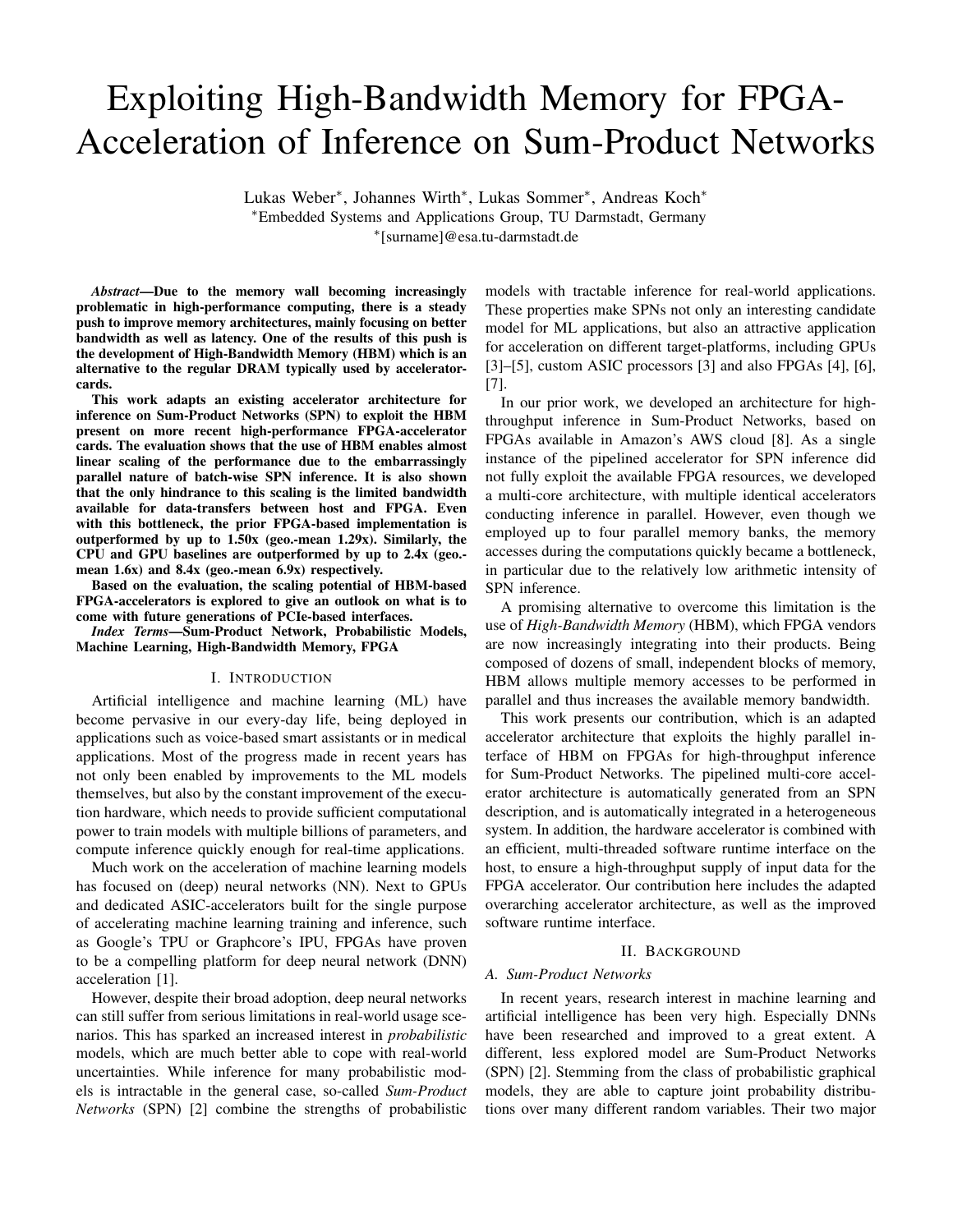# Exploiting High-Bandwidth Memory for FPGA-Acceleration of Inference on Sum-Product Networks

Lukas Weber*, Johannes Wirth*, Lukas Sommer*, Andreas Koch*

*Embedded Systems and Applications Group, TU Darmstadt, Germany

*[surname]@esa.tu-darmstadt.de

***Abstract*—Due to the memory wall becoming increasingly problematic in high-performance computing, there is a steady push to improve memory architectures, mainly focusing on better bandwidth as well as latency. One of the results of this push is the development of High-Bandwidth Memory (HBM) which is an alternative to the regular DRAM typically used by accelerator-cards.**

**This work adapts an existing accelerator architecture for inference on Sum-Product Networks (SPN) to exploit the HBM present on more recent high-performance FPGA-accelerator cards. The evaluation shows that the use of HBM enables almost linear scaling of the performance due to the embarrassingly parallel nature of batch-wise SPN inference. It is also shown that the only hindrance to this scaling is the limited bandwidth available for data-transfers between host and FPGA. Even with this bottleneck, the prior FPGA-based implementation is outperformed by up to 1.50x (geo.-mean 1.29x). Similarly, the CPU and GPU baselines are outperformed by up to 2.4x (geo.-mean 1.6x) and 8.4x (geo.-mean 6.9x) respectively.**

**Based on the evaluation, the scaling potential of HBM-based FPGA-accelerators is explored to give an outlook on what is to come with future generations of PCIe-based interfaces.**

***Index Terms*—Sum-Product Network, Probabilistic Models, Machine Learning, High-Bandwidth Memory, FPGA**

## I. Introduction

Artificial intelligence and machine learning (ML) have become pervasive in our every-day life, being deployed in applications such as voice-based smart assistants or in medical applications. Most of the progress made in recent years has not only been enabled by improvements to the ML models themselves, but also by the constant improvement of the execution hardware, which needs to provide sufficient computational power to train models with multiple billions of parameters, and compute inference quickly enough for real-time applications.

Much work on the acceleration of machine learning models has focused on (deep) neural networks (NN). Next to GPUs and dedicated ASIC-accelerators built for the single purpose of accelerating machine learning training and inference, such as Google's TPU or Graphcore's IPU, FPGAs have proven to be a compelling platform for deep neural network (DNN) acceleration [1].

However, despite their broad adoption, deep neural networks can still suffer from serious limitations in real-world usage scenarios. This has sparked an increased interest in *probabilistic* models, which are much better able to cope with real-world uncertainties. While inference for many probabilistic models is intractable in the general case, so-called *Sum-Product Networks* (SPN) [2] combine the strengths of probabilistic models with tractable inference for real-world applications. These properties make SPNs not only an interesting candidate model for ML applications, but also an attractive application for acceleration on different target-platforms, including GPUs [3]–[5], custom ASIC processors [3] and also FPGAs [4], [6], [7].

In our prior work, we developed an architecture for high-throughput inference in Sum-Product Networks, based on FPGAs available in Amazon's AWS cloud [8]. As a single instance of the pipelined accelerator for SPN inference did not fully exploit the available FPGA resources, we developed a multi-core architecture, with multiple identical accelerators conducting inference in parallel. However, even though we employed up to four parallel memory banks, the memory accesses during the computations quickly became a bottleneck, in particular due to the relatively low arithmetic intensity of SPN inference.

A promising alternative to overcome this limitation is the use of *High-Bandwidth Memory* (HBM), which FPGA vendors are now increasingly integrating into their products. Being composed of dozens of small, independent blocks of memory, HBM allows multiple memory accesses to be performed in parallel and thus increases the available memory bandwidth.

This work presents our contribution, which is an adapted accelerator architecture that exploits the highly parallel interface of HBM on FPGAs for high-throughput inference for Sum-Product Networks. The pipelined multi-core accelerator architecture is automatically generated from an SPN description, and is automatically integrated in a heterogeneous system. In addition, the hardware accelerator is combined with an efficient, multi-threaded software runtime interface on the host, to ensure a high-throughput supply of input data for the FPGA accelerator. Our contribution here includes the adapted overarching accelerator architecture, as well as the improved software runtime interface.

## II. Background

### A. Sum-Product Networks

In recent years, research interest in machine learning and artificial intelligence has been very high. Especially DNNs have been researched and improved to a great extent. A different, less explored model are Sum-Product Networks (SPN) [2]. Stemming from the class of probabilistic graphical models, they are able to capture joint probability distributions over many different random variables. Their two major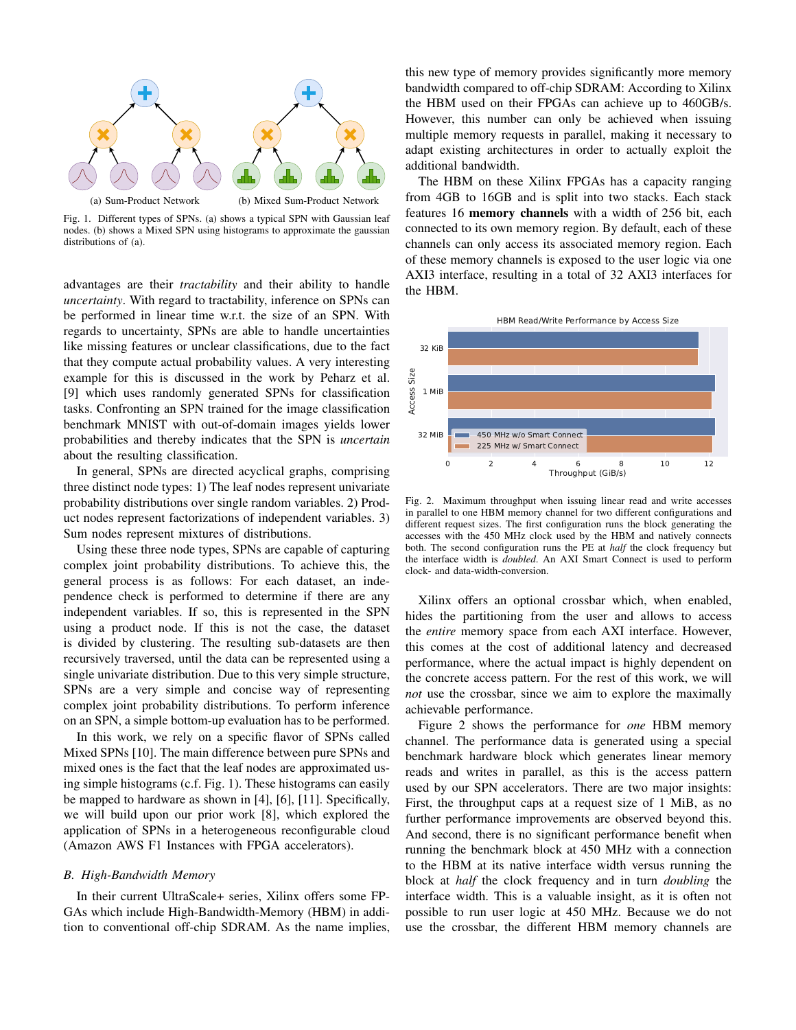(a) Sum-Product Network (b) Mixed Sum-Product Network

Fig. 1. Different types of SPNs. (a) shows a typical SPN with Gaussian leaf nodes. (b) shows a Mixed SPN using histograms to approximate the gaussian distributions of (a).

advantages are their *tractability* and their ability to handle *uncertainty*. With regard to tractability, inference on SPNs can be performed in linear time w.r.t. the size of an SPN. With regards to uncertainty, SPNs are able to handle uncertainties like missing features or unclear classifications, due to the fact that they compute actual probability values. A very interesting example for this is discussed in the work by Peharz et al. [9] which uses randomly generated SPNs for classification tasks. Confronting an SPN trained for the image classification benchmark MNIST with out-of-domain images yields lower probabilities and thereby indicates that the SPN is *uncertain* about the resulting classification.

In general, SPNs are directed acyclical graphs, comprising three distinct node types: 1) The leaf nodes represent univariate probability distributions over single random variables. 2) Product nodes represent factorizations of independent variables. 3) Sum nodes represent mixtures of distributions.

Using these three node types, SPNs are capable of capturing complex joint probability distributions. To achieve this, the general process is as follows: For each dataset, an independence check is performed to determine if there are any independent variables. If so, this is represented in the SPN using a product node. If this is not the case, the dataset is divided by clustering. The resulting sub-datasets are then recursively traversed, until the data can be represented using a single univariate distribution. Due to this very simple structure, SPNs are a very simple and concise way of representing complex joint probability distributions. To perform inference on an SPN, a simple bottom-up evaluation has to be performed.

In this work, we rely on a specific flavor of SPNs called Mixed SPNs [10]. The main difference between pure SPNs and mixed ones is the fact that the leaf nodes are approximated using simple histograms (c.f. Fig. 1). These histograms can easily be mapped to hardware as shown in [4], [6], [11]. Specifically, we will build upon our prior work [8], which explored the application of SPNs in a heterogeneous reconfigurable cloud (Amazon AWS F1 Instances with FPGA accelerators).

### *B. High-Bandwidth Memory*

In their current UltraScale+ series, Xilinx offers some FPGAs which include High-Bandwidth-Memory (HBM) in addition to conventional off-chip SDRAM. As the name implies, this new type of memory provides significantly more memory bandwidth compared to off-chip SDRAM: According to Xilinx the HBM used on their FPGAs can achieve up to 460GB/s. However, this number can only be achieved when issuing multiple memory requests in parallel, making it necessary to adapt existing architectures in order to actually exploit the additional bandwidth.

The HBM on these Xilinx FPGAs has a capacity ranging from 4GB to 16GB and is split into two stacks. Each stack features 16 **memory channels** with a width of 256 bit, each connected to its own memory region. By default, each of these channels can only access its associated memory region. Each of these memory channels is exposed to the user logic via one AXI3 interface, resulting in a total of 32 AXI3 interfaces for the HBM.

Fig. 2. Maximum throughput when issuing linear read and write accesses in parallel to one HBM memory channel for two different configurations and different request sizes. The first configuration runs the block generating the accesses with the 450 MHz clock used by the HBM and natively connects both. The second configuration runs the PE at *half* the clock frequency but the interface width is *doubled*. An AXI Smart Connect is used to perform clock- and data-width-conversion.

Xilinx offers an optional crossbar which, when enabled, hides the partitioning from the user and allows to access the *entire* memory space from each AXI interface. However, this comes at the cost of additional latency and decreased performance, where the actual impact is highly dependent on the concrete access pattern. For the rest of this work, we will *not* use the crossbar, since we aim to explore the maximally achievable performance.

Figure 2 shows the performance for *one* HBM memory channel. The performance data is generated using a special benchmark hardware block which generates linear memory reads and writes in parallel, as this is the access pattern used by our SPN accelerators. There are two major insights: First, the throughput caps at a request size of 1 MiB, as no further performance improvements are observed beyond this. And second, there is no significant performance benefit when running the benchmark block at 450 MHz with a connection to the HBM at its native interface width versus running the block at *half* the clock frequency and in turn *doubling* the interface width. This is a valuable insight, as it is often not possible to run user logic at 450 MHz. Because we do not use the crossbar, the different HBM memory channels are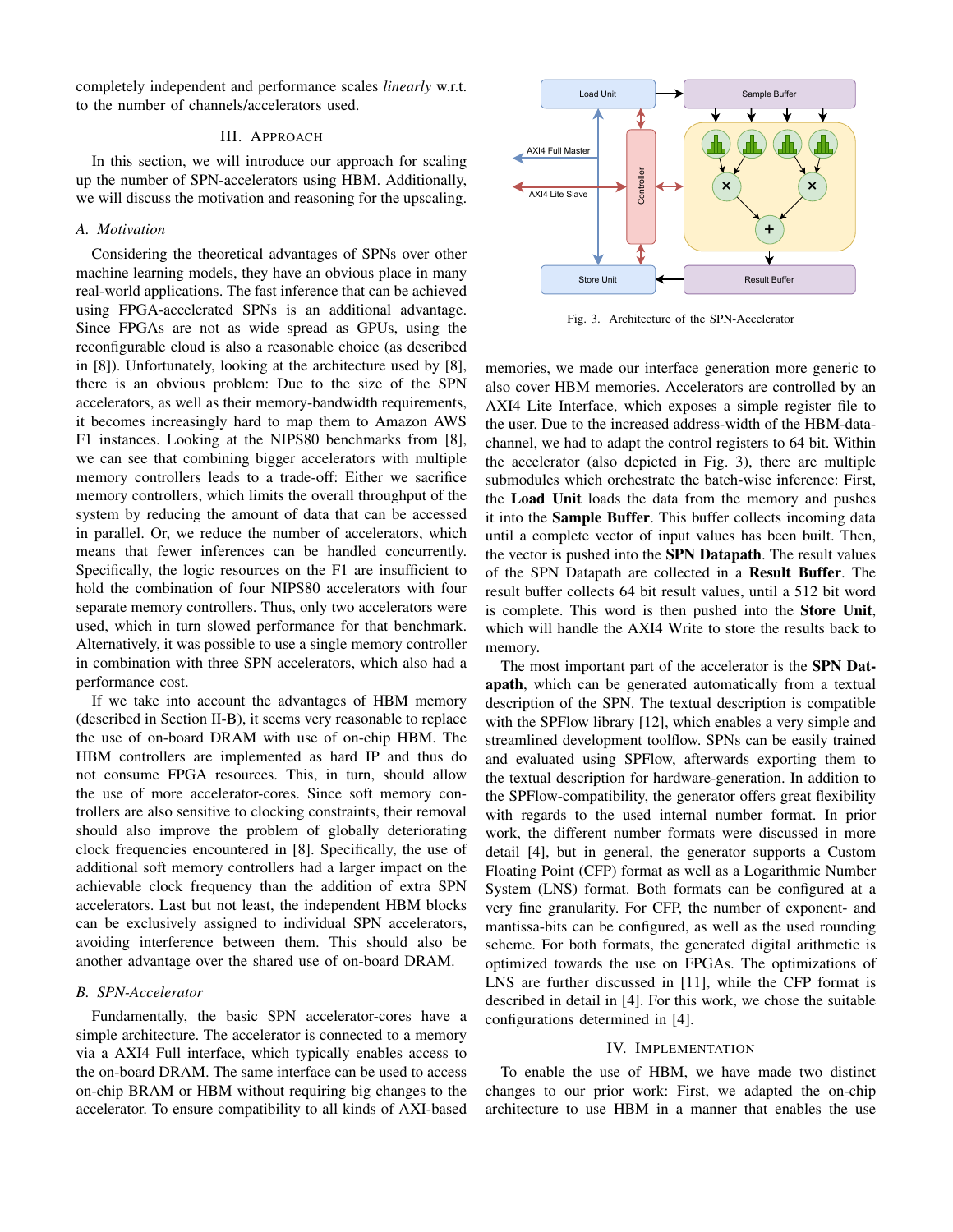completely independent and performance scales *linearly* w.r.t. to the number of channels/accelerators used.

## III. Approach

In this section, we will introduce our approach for scaling up the number of SPN-accelerators using HBM. Additionally, we will discuss the motivation and reasoning for the upscaling.

### A. Motivation

Considering the theoretical advantages of SPNs over other machine learning models, they have an obvious place in many real-world applications. The fast inference that can be achieved using FPGA-accelerated SPNs is an additional advantage. Since FPGAs are not as wide spread as GPUs, using the reconfigurable cloud is also a reasonable choice (as described in [8]). Unfortunately, looking at the architecture used by [8], there is an obvious problem: Due to the size of the SPN accelerators, as well as their memory-bandwidth requirements, it becomes increasingly hard to map them to Amazon AWS F1 instances. Looking at the NIPS80 benchmarks from [8], we can see that combining bigger accelerators with multiple memory controllers leads to a trade-off: Either we sacrifice memory controllers, which limits the overall throughput of the system by reducing the amount of data that can be accessed in parallel. Or, we reduce the number of accelerators, which means that fewer inferences can be handled concurrently. Specifically, the logic resources on the F1 are insufficient to hold the combination of four NIPS80 accelerators with four separate memory controllers. Thus, only two accelerators were used, which in turn slowed performance for that benchmark. Alternatively, it was possible to use a single memory controller in combination with three SPN accelerators, which also had a performance cost.

If we take into account the advantages of HBM memory (described in Section II-B), it seems very reasonable to replace the use of on-board DRAM with use of on-chip HBM. The HBM controllers are implemented as hard IP and thus do not consume FPGA resources. This, in turn, should allow the use of more accelerator-cores. Since soft memory controllers are also sensitive to clocking constraints, their removal should also improve the problem of globally deteriorating clock frequencies encountered in [8]. Specifically, the use of additional soft memory controllers had a larger impact on the achievable clock frequency than the addition of extra SPN accelerators. Last but not least, the independent HBM blocks can be exclusively assigned to individual SPN accelerators, avoiding interference between them. This should also be another advantage over the shared use of on-board DRAM.

### B. SPN-Accelerator

Fundamentally, the basic SPN accelerator-cores have a simple architecture. The accelerator is connected to a memory via a AXI4 Full interface, which typically enables access to the on-board DRAM. The same interface can be used to access on-chip BRAM or HBM without requiring big changes to the accelerator. To ensure compatibility to all kinds of AXI-based memories, we made our interface generation more generic to also cover HBM memories. Accelerators are controlled by an AXI4 Lite Interface, which exposes a simple register file to the user. Due to the increased address-width of the HBM-data-channel, we had to adapt the control registers to 64 bit. Within the accelerator (also depicted in Fig. 3), there are multiple submodules which orchestrate the batch-wise inference: First, the **Load Unit** loads the data from the memory and pushes it into the **Sample Buffer**. This buffer collects incoming data until a complete vector of input values has been built. Then, the vector is pushed into the **SPN Datapath**. The result values of the SPN Datapath are collected in a **Result Buffer**. The result buffer collects 64 bit result values, until a 512 bit word is complete. This word is then pushed into the **Store Unit**, which will handle the AXI4 Write to store the results back to memory.

Fig. 3. Architecture of the SPN-Accelerator

The most important part of the accelerator is the **SPN Datapath**, which can be generated automatically from a textual description of the SPN. The textual description is compatible with the SPFlow library [12], which enables a very simple and streamlined development toolflow. SPNs can be easily trained and evaluated using SPFlow, afterwards exporting them to the textual description for hardware-generation. In addition to the SPFlow-compatibility, the generator offers great flexibility with regards to the used internal number format. In prior work, the different number formats were discussed in more detail [4], but in general, the generator supports a Custom Floating Point (CFP) format as well as a Logarithmic Number System (LNS) format. Both formats can be configured at a very fine granularity. For CFP, the number of exponent- and mantissa-bits can be configured, as well as the used rounding scheme. For both formats, the generated digital arithmetic is optimized towards the use on FPGAs. The optimizations of LNS are further discussed in [11], while the CFP format is described in detail in [4]. For this work, we chose the suitable configurations determined in [4].

## IV. Implementation

To enable the use of HBM, we have made two distinct changes to our prior work: First, we adapted the on-chip architecture to use HBM in a manner that enables the use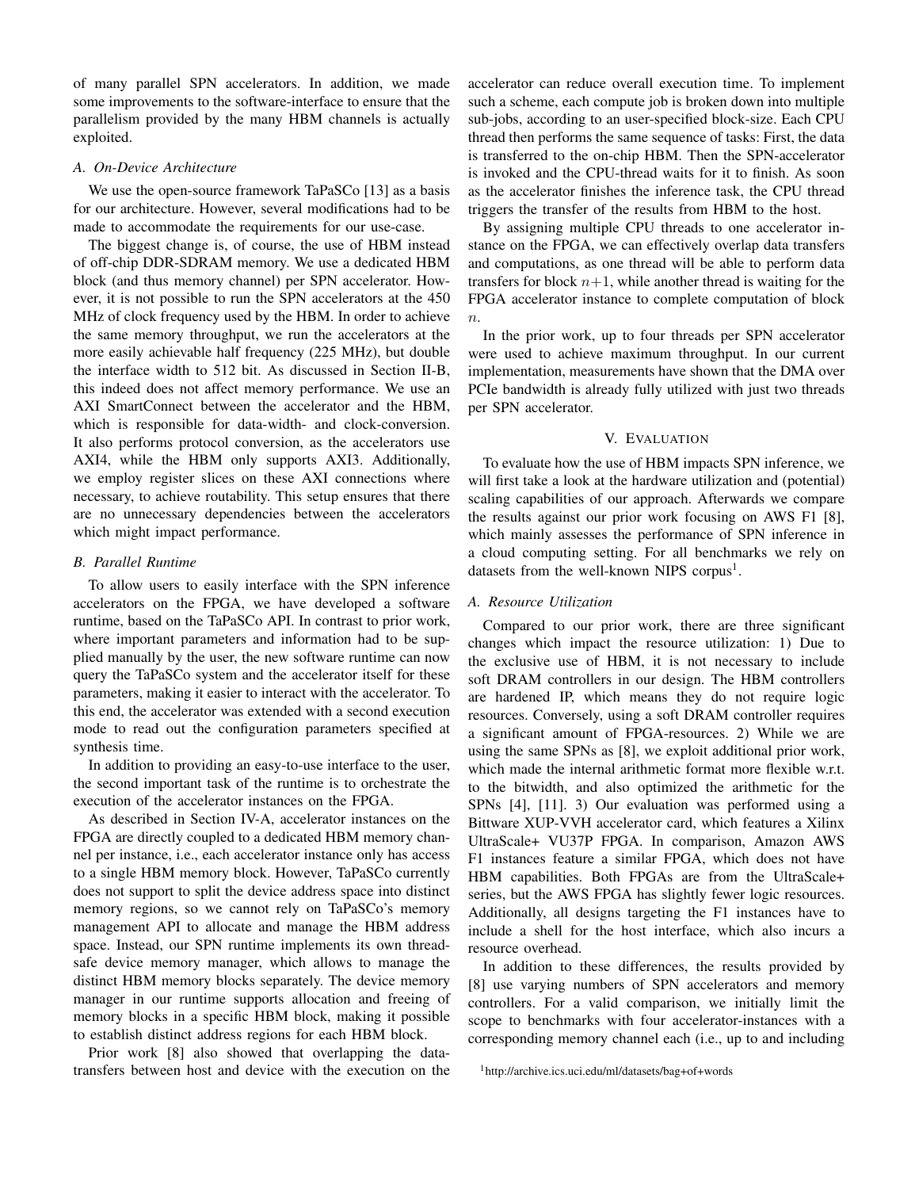of many parallel SPN accelerators. In addition, we made some improvements to the software-interface to ensure that the parallelism provided by the many HBM channels is actually exploited.

### A. On-Device Architecture

We use the open-source framework TaPaSCo [13] as a basis for our architecture. However, several modifications had to be made to accommodate the requirements for our use-case.

The biggest change is, of course, the use of HBM instead of off-chip DDR-SDRAM memory. We use a dedicated HBM block (and thus memory channel) per SPN accelerator. However, it is not possible to run the SPN accelerators at the 450 MHz of clock frequency used by the HBM. In order to achieve the same memory throughput, we run the accelerators at the more easily achievable half frequency (225 MHz), but double the interface width to 512 bit. As discussed in Section II-B, this indeed does not affect memory performance. We use an AXI SmartConnect between the accelerator and the HBM, which is responsible for data-width- and clock-conversion. It also performs protocol conversion, as the accelerators use AXI4, while the HBM only supports AXI3. Additionally, we employ register slices on these AXI connections where necessary, to achieve routability. This setup ensures that there are no unnecessary dependencies between the accelerators which might impact performance.

### B. Parallel Runtime

To allow users to easily interface with the SPN inference accelerators on the FPGA, we have developed a software runtime, based on the TaPaSCo API. In contrast to prior work, where important parameters and information had to be supplied manually by the user, the new software runtime can now query the TaPaSCo system and the accelerator itself for these parameters, making it easier to interact with the accelerator. To this end, the accelerator was extended with a second execution mode to read out the configuration parameters specified at synthesis time.

In addition to providing an easy-to-use interface to the user, the second important task of the runtime is to orchestrate the execution of the accelerator instances on the FPGA.

As described in Section IV-A, accelerator instances on the FPGA are directly coupled to a dedicated HBM memory channel per instance, i.e., each accelerator instance only has access to a single HBM memory block. However, TaPaSCo currently does not support to split the device address space into distinct memory regions, so we cannot rely on TaPaSCo's memory management API to allocate and manage the HBM address space. Instead, our SPN runtime implements its own thread-safe device memory manager, which allows to manage the distinct HBM memory blocks separately. The device memory manager in our runtime supports allocation and freeing of memory blocks in a specific HBM block, making it possible to establish distinct address regions for each HBM block.

Prior work [8] also showed that overlapping the data-transfers between host and device with the execution on the accelerator can reduce overall execution time. To implement such a scheme, each compute job is broken down into multiple sub-jobs, according to an user-specified block-size. Each CPU thread then performs the same sequence of tasks: First, the data is transferred to the on-chip HBM. Then the SPN-accelerator is invoked and the CPU-thread waits for it to finish. As soon as the accelerator finishes the inference task, the CPU thread triggers the transfer of the results from HBM to the host.

By assigning multiple CPU threads to one accelerator instance on the FPGA, we can effectively overlap data transfers and computations, as one thread will be able to perform data transfers for block $n+1$, while another thread is waiting for the FPGA accelerator instance to complete computation of block $n$.

In the prior work, up to four threads per SPN accelerator were used to achieve maximum throughput. In our current implementation, measurements have shown that the DMA over PCIe bandwidth is already fully utilized with just two threads per SPN accelerator.

## V. Evaluation

To evaluate how the use of HBM impacts SPN inference, we will first take a look at the hardware utilization and (potential) scaling capabilities of our approach. Afterwards we compare the results against our prior work focusing on AWS F1 [8], which mainly assesses the performance of SPN inference in a cloud computing setting. For all benchmarks we rely on datasets from the well-known NIPS corpus[1].

### A. Resource Utilization

Compared to our prior work, there are three significant changes which impact the resource utilization: 1) Due to the exclusive use of HBM, it is not necessary to include soft DRAM controllers in our design. The HBM controllers are hardened IP, which means they do not require logic resources. Conversely, using a soft DRAM controller requires a significant amount of FPGA-resources. 2) While we are using the same SPNs as [8], we exploit additional prior work, which made the internal arithmetic format more flexible w.r.t. to the bitwidth, and also optimized the arithmetic for the SPNs [4], [11]. 3) Our evaluation was performed using a Bittware XUP-VVH accelerator card, which features a Xilinx UltraScale+ VU37P FPGA. In comparison, Amazon AWS F1 instances feature a similar FPGA, which does not have HBM capabilities. Both FPGAs are from the UltraScale+ series, but the AWS FPGA has slightly fewer logic resources. Additionally, all designs targeting the F1 instances have to include a shell for the host interface, which also incurs a resource overhead.

In addition to these differences, the results provided by [8] use varying numbers of SPN accelerators and memory controllers. For a valid comparison, we initially limit the scope to benchmarks with four accelerator-instances with a corresponding memory channel each (i.e., up to and including

[1] http://archive.ics.uci.edu/ml/datasets/bag+of+words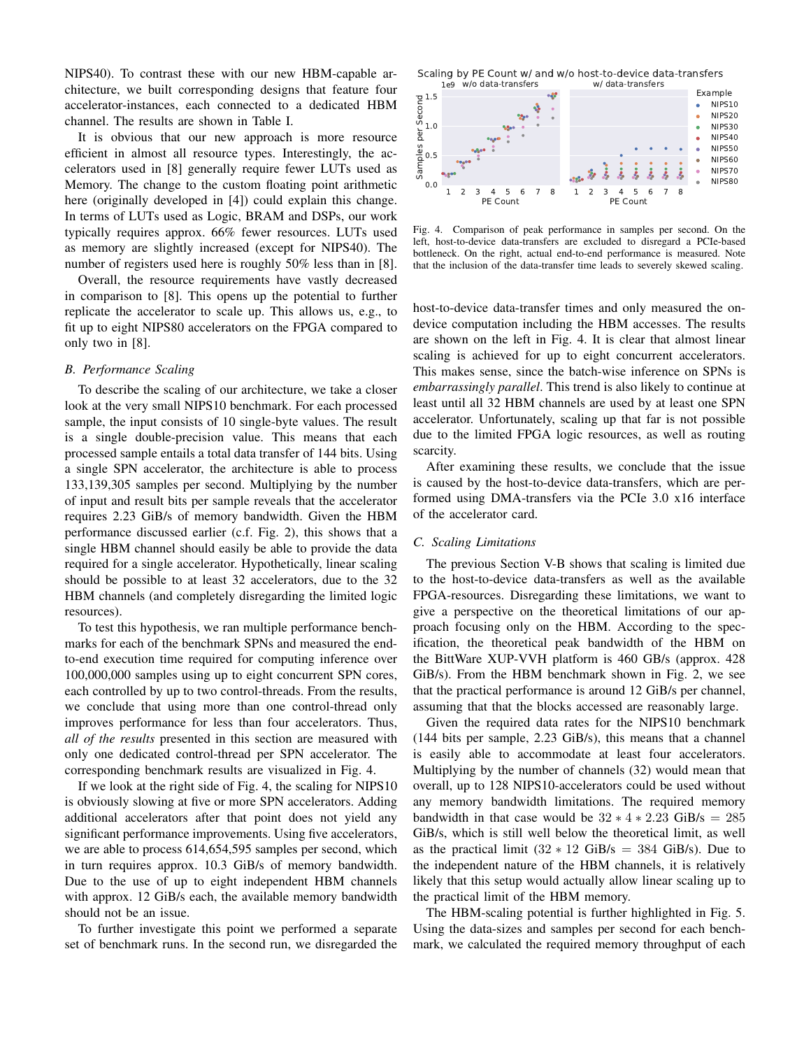NIPS40). To contrast these with our new HBM-capable architecture, we built corresponding designs that feature four accelerator-instances, each connected to a dedicated HBM channel. The results are shown in Table I.

It is obvious that our new approach is more resource efficient in almost all resource types. Interestingly, the accelerators used in [8] generally require fewer LUTs used as Memory. The change to the custom floating point arithmetic here (originally developed in [4]) could explain this change. In terms of LUTs used as Logic, BRAM and DSPs, our work typically requires approx. 66% fewer resources. LUTs used as memory are slightly increased (except for NIPS40). The number of registers used here is roughly 50% less than in [8].

Overall, the resource requirements have vastly decreased in comparison to [8]. This opens up the potential to further replicate the accelerator to scale up. This allows us, e.g., to fit up to eight NIPS80 accelerators on the FPGA compared to only two in [8].

### B. Performance Scaling

To describe the scaling of our architecture, we take a closer look at the very small NIPS10 benchmark. For each processed sample, the input consists of 10 single-byte values. The result is a single double-precision value. This means that each processed sample entails a total data transfer of 144 bits. Using a single SPN accelerator, the architecture is able to process 133,139,305 samples per second. Multiplying by the number of input and result bits per sample reveals that the accelerator requires 2.23 GiB/s of memory bandwidth. Given the HBM performance discussed earlier (c.f. Fig. 2), this shows that a single HBM channel should easily be able to provide the data required for a single accelerator. Hypothetically, linear scaling should be possible to at least 32 accelerators, due to the 32 HBM channels (and completely disregarding the limited logic resources).

To test this hypothesis, we ran multiple performance benchmarks for each of the benchmark SPNs and measured the end-to-end execution time required for computing inference over 100,000,000 samples using up to eight concurrent SPN cores, each controlled by up to two control-threads. From the results, we conclude that using more than one control-thread only improves performance for less than four accelerators. Thus, *all of the results* presented in this section are measured with only one dedicated control-thread per SPN accelerator. The corresponding benchmark results are visualized in Fig. 4.

If we look at the right side of Fig. 4, the scaling for NIPS10 is obviously slowing at five or more SPN accelerators. Adding additional accelerators after that point does not yield any significant performance improvements. Using five accelerators, we are able to process 614,654,595 samples per second, which in turn requires approx. 10.3 GiB/s of memory bandwidth. Due to the use of up to eight independent HBM channels with approx. 12 GiB/s each, the available memory bandwidth should not be an issue.

To further investigate this point we performed a separate set of benchmark runs. In the second run, we disregarded the host-to-device data-transfer times and only measured the on-device computation including the HBM accesses. The results are shown on the left in Fig. 4. It is clear that almost linear scaling is achieved for up to eight concurrent accelerators. This makes sense, since the batch-wise inference on SPNs is *embarrassingly parallel*. This trend is also likely to continue at least until all 32 HBM channels are used by at least one SPN accelerator. Unfortunately, scaling up that far is not possible due to the limited FPGA logic resources, as well as routing scarcity.

Fig. 4. Comparison of peak performance in samples per second. On the left, host-to-device data-transfers are excluded to disregard a PCIe-based bottleneck. On the right, actual end-to-end performance is measured. Note that the inclusion of the data-transfer time leads to severely skewed scaling.

After examining these results, we conclude that the issue is caused by the host-to-device data-transfers, which are performed using DMA-transfers via the PCIe 3.0 x16 interface of the accelerator card.

### C. Scaling Limitations

The previous Section V-B shows that scaling is limited due to the host-to-device data-transfers as well as the available FPGA-resources. Disregarding these limitations, we want to give a perspective on the theoretical limitations of our approach focusing only on the HBM. According to the specification, the theoretical peak bandwidth of the HBM on the BittWare XUP-VVH platform is 460 GB/s (approx. 428 GiB/s). From the HBM benchmark shown in Fig. 2, we see that the practical performance is around 12 GiB/s per channel, assuming that that the blocks accessed are reasonably large.

Given the required data rates for the NIPS10 benchmark (144 bits per sample, 2.23 GiB/s), this means that a channel is easily able to accommodate at least four accelerators. Multiplying by the number of channels (32) would mean that overall, up to 128 NIPS10-accelerators could be used without any memory bandwidth limitations. The required memory bandwidth in that case would be $32 * 4 * 2.23$ GiB/s $= 285$ GiB/s, which is still well below the theoretical limit, as well as the practical limit ($32 * 12$ GiB/s $= 384$ GiB/s). Due to the independent nature of the HBM channels, it is relatively likely that this setup would actually allow linear scaling up to the practical limit of the HBM memory.

The HBM-scaling potential is further highlighted in Fig. 5. Using the data-sizes and samples per second for each benchmark, we calculated the required memory throughput of each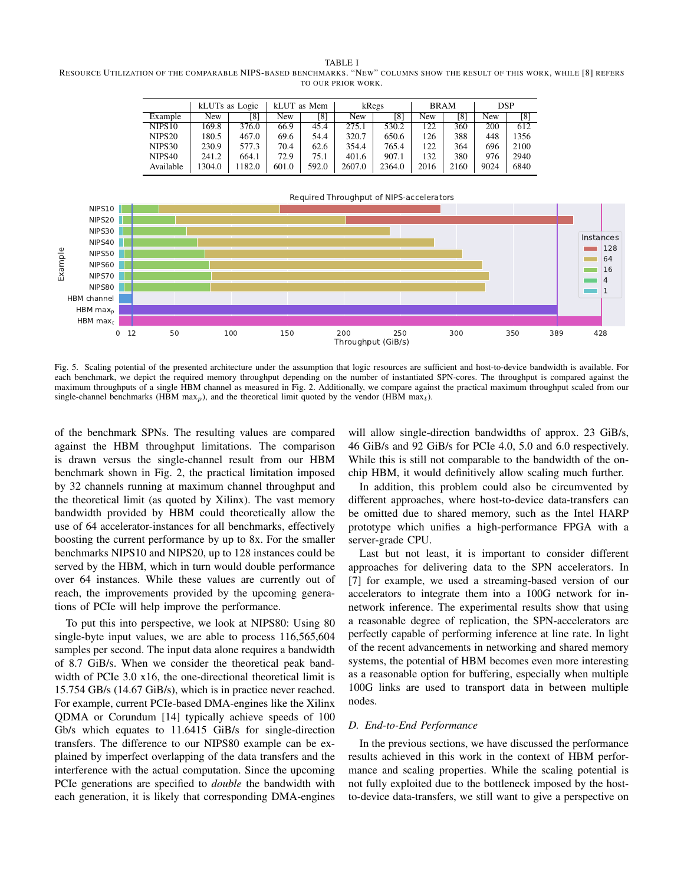TABLE I

RESOURCE UTILIZATION OF THE COMPARABLE NIPS-BASED BENCHMARKS. "NEW" COLUMNS SHOW THE RESULT OF THIS WORK, WHILE [8] REFERS TO OUR PRIOR WORK.

| | kLUTs as Logic | | kLUT as Mem | | kRegs | | BRAM | | DSP | |
|---|---|---|---|---|---|---|---|---|---|---|
| Example | New | [8] | New | [8] | New | [8] | New | [8] | New | [8] |
| NIPS10 | 169.8 | 376.0 | 66.9 | 45.4 | 275.1 | 530.2 | 122 | 360 | 200 | 612 |
| NIPS20 | 180.5 | 467.0 | 69.6 | 54.4 | 320.7 | 650.6 | 126 | 388 | 448 | 1356 |
| NIPS30 | 230.9 | 577.3 | 70.4 | 62.6 | 354.4 | 765.4 | 122 | 364 | 696 | 2100 |
| NIPS40 | 241.2 | 664.1 | 72.9 | 75.1 | 401.6 | 907.1 | 132 | 380 | 976 | 2940 |
| Available | 1304.0 | 1182.0 | 601.0 | 592.0 | 2607.0 | 2364.0 | 2016 | 2160 | 9024 | 6840 |

Fig. 5. Scaling potential of the presented architecture under the assumption that logic resources are sufficient and host-to-device bandwidth is available. For each benchmark, we depict the required memory throughput depending on the number of instantiated SPN-cores. The throughput is compared against the maximum throughputs of a single HBM channel as measured in Fig. 2. Additionally, we compare against the practical maximum throughput scaled from our single-channel benchmarks (HBM $\max_p$), and the theoretical limit quoted by the vendor (HBM $\max_t$).

of the benchmark SPNs. The resulting values are compared against the HBM throughput limitations. The comparison is drawn versus the single-channel result from our HBM benchmark shown in Fig. 2, the practical limitation imposed by 32 channels running at maximum channel throughput and the theoretical limit (as quoted by Xilinx). The vast memory bandwidth provided by HBM could theoretically allow the use of 64 accelerator-instances for all benchmarks, effectively boosting the current performance by up to 8x. For the smaller benchmarks NIPS10 and NIPS20, up to 128 instances could be served by the HBM, which in turn would double performance over 64 instances. While these values are currently out of reach, the improvements provided by the upcoming generations of PCIe will help improve the performance.

To put this into perspective, we look at NIPS80: Using 80 single-byte input values, we are able to process 116,565,604 samples per second. The input data alone requires a bandwidth of 8.7 GiB/s. When we consider the theoretical peak bandwidth of PCIe 3.0 x16, the one-directional theoretical limit is 15.754 GB/s (14.67 GiB/s), which is in practice never reached. For example, current PCIe-based DMA-engines like the Xilinx QDMA or Corundum [14] typically achieve speeds of 100 Gb/s which equates to 11.6415 GiB/s for single-direction transfers. The difference to our NIPS80 example can be explained by imperfect overlapping of the data transfers and the interference with the actual computation. Since the upcoming PCIe generations are specified to *double* the bandwidth with each generation, it is likely that corresponding DMA-engines will allow single-direction bandwidths of approx. 23 GiB/s, 46 GiB/s and 92 GiB/s for PCIe 4.0, 5.0 and 6.0 respectively. While this is still not comparable to the bandwidth of the on-chip HBM, it would definitively allow scaling much further.

In addition, this problem could also be circumvented by different approaches, where host-to-device data-transfers can be omitted due to shared memory, such as the Intel HARP prototype which unifies a high-performance FPGA with a server-grade CPU.

Last but not least, it is important to consider different approaches for delivering data to the SPN accelerators. In [7] for example, we used a streaming-based version of our accelerators to integrate them into a 100G network for in-network inference. The experimental results show that using a reasonable degree of replication, the SPN-accelerators are perfectly capable of performing inference at line rate. In light of the recent advancements in networking and shared memory systems, the potential of HBM becomes even more interesting as a reasonable option for buffering, especially when multiple 100G links are used to transport data in between multiple nodes.

### D. End-to-End Performance

In the previous sections, we have discussed the performance results achieved in this work in the context of HBM performance and scaling properties. While the scaling potential is not fully exploited due to the bottleneck imposed by the host-to-device data-transfers, we still want to give a perspective on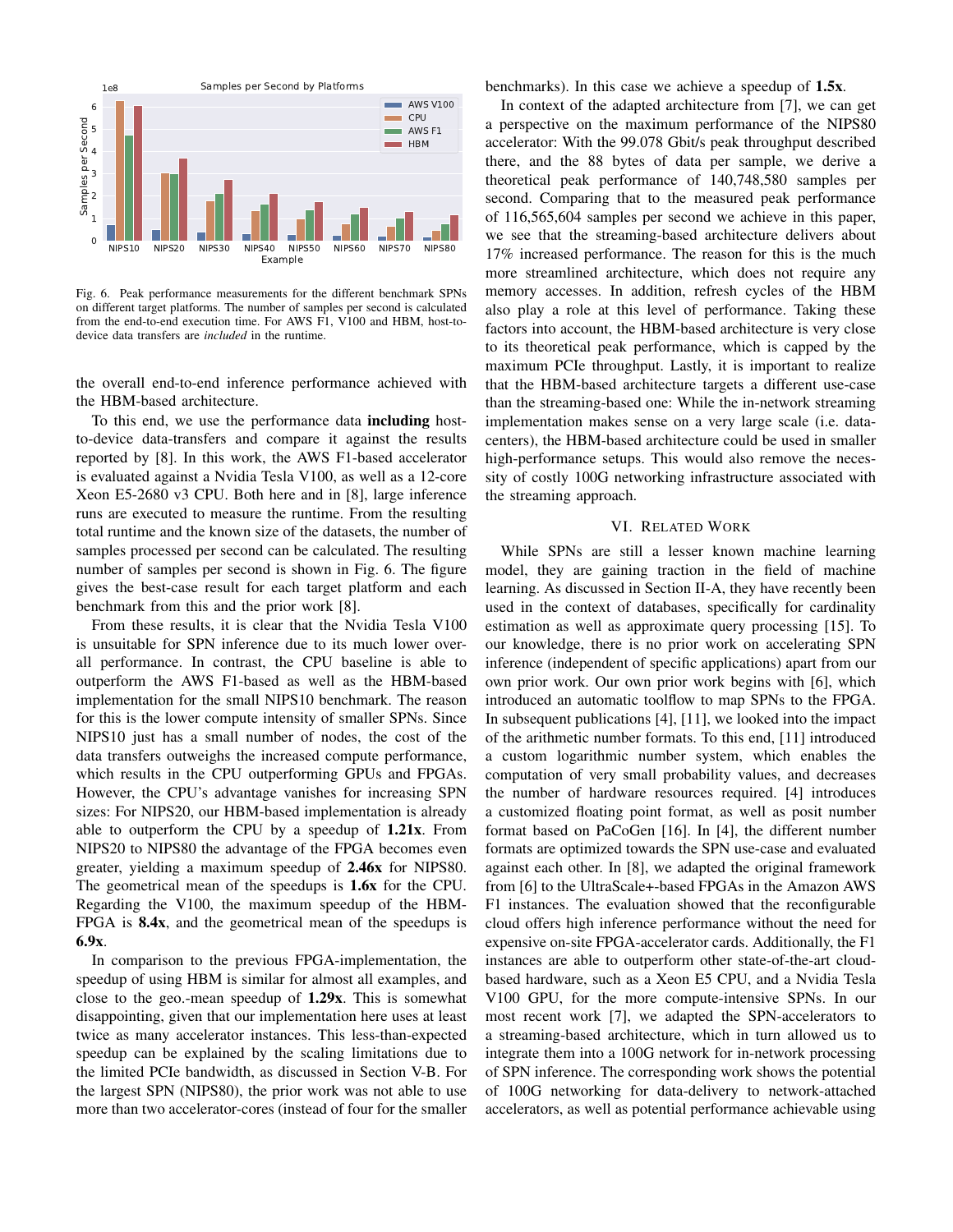Fig. 6. Peak performance measurements for the different benchmark SPNs on different target platforms. The number of samples per second is calculated from the end-to-end execution time. For AWS F1, V100 and HBM, host-to-device data transfers are *included* in the runtime.

the overall end-to-end inference performance achieved with the HBM-based architecture.

To this end, we use the performance data **including** host-to-device data-transfers and compare it against the results reported by [8]. In this work, the AWS F1-based accelerator is evaluated against a Nvidia Tesla V100, as well as a 12-core Xeon E5-2680 v3 CPU. Both here and in [8], large inference runs are executed to measure the runtime. From the resulting total runtime and the known size of the datasets, the number of samples processed per second can be calculated. The resulting number of samples per second is shown in Fig. 6. The figure gives the best-case result for each target platform and each benchmark from this and the prior work [8].

From these results, it is clear that the Nvidia Tesla V100 is unsuitable for SPN inference due to its much lower overall performance. In contrast, the CPU baseline is able to outperform the AWS F1-based as well as the HBM-based implementation for the small NIPS10 benchmark. The reason for this is the lower compute intensity of smaller SPNs. Since NIPS10 just has a small number of nodes, the cost of the data transfers outweighs the increased compute performance, which results in the CPU outperforming GPUs and FPGAs. However, the CPU's advantage vanishes for increasing SPN sizes: For NIPS20, our HBM-based implementation is already able to outperform the CPU by a speedup of **1.21x**. From NIPS20 to NIPS80 the advantage of the FPGA becomes even greater, yielding a maximum speedup of **2.46x** for NIPS80. The geometrical mean of the speedups is **1.6x** for the CPU. Regarding the V100, the maximum speedup of the HBM-FPGA is **8.4x**, and the geometrical mean of the speedups is **6.9x**.

In comparison to the previous FPGA-implementation, the speedup of using HBM is similar for almost all examples, and close to the geo.-mean speedup of **1.29x**. This is somewhat disappointing, given that our implementation here uses at least twice as many accelerator instances. This less-than-expected speedup can be explained by the scaling limitations due to the limited PCIe bandwidth, as discussed in Section V-B. For the largest SPN (NIPS80), the prior work was not able to use more than two accelerator-cores (instead of four for the smaller benchmarks). In this case we achieve a speedup of **1.5x**.

In context of the adapted architecture from [7], we can get a perspective on the maximum performance of the NIPS80 accelerator: With the 99.078 Gbit/s peak throughput described there, and the 88 bytes of data per sample, we derive a theoretical peak performance of 140,748,580 samples per second. Comparing that to the measured peak performance of 116,565,604 samples per second we achieve in this paper, we see that the streaming-based architecture delivers about 17% increased performance. The reason for this is the much more streamlined architecture, which does not require any memory accesses. In addition, refresh cycles of the HBM also play a role at this level of performance. Taking these factors into account, the HBM-based architecture is very close to its theoretical peak performance, which is capped by the maximum PCIe throughput. Lastly, it is important to realize that the HBM-based architecture targets a different use-case than the streaming-based one: While the in-network streaming implementation makes sense on a very large scale (i.e. data-centers), the HBM-based architecture could be used in smaller high-performance setups. This would also remove the necessity of costly 100G networking infrastructure associated with the streaming approach.

## VI. Related Work

While SPNs are still a lesser known machine learning model, they are gaining traction in the field of machine learning. As discussed in Section II-A, they have recently been used in the context of databases, specifically for cardinality estimation as well as approximate query processing [15]. To our knowledge, there is no prior work on accelerating SPN inference (independent of specific applications) apart from our own prior work. Our own prior work begins with [6], which introduced an automatic toolflow to map SPNs to the FPGA. In subsequent publications [4], [11], we looked into the impact of the arithmetic number formats. To this end, [11] introduced a custom logarithmic number system, which enables the computation of very small probability values, and decreases the number of hardware resources required. [4] introduces a customized floating point format, as well as posit number format based on PaCoGen [16]. In [4], the different number formats are optimized towards the SPN use-case and evaluated against each other. In [8], we adapted the original framework from [6] to the UltraScale+-based FPGAs in the Amazon AWS F1 instances. The evaluation showed that the reconfigurable cloud offers high inference performance without the need for expensive on-site FPGA-accelerator cards. Additionally, the F1 instances are able to outperform other state-of-the-art cloud-based hardware, such as a Xeon E5 CPU, and a Nvidia Tesla V100 GPU, for the more compute-intensive SPNs. In our most recent work [7], we adapted the SPN-accelerators to a streaming-based architecture, which in turn allowed us to integrate them into a 100G network for in-network processing of SPN inference. The corresponding work shows the potential of 100G networking for data-delivery to network-attached accelerators, as well as potential performance achievable using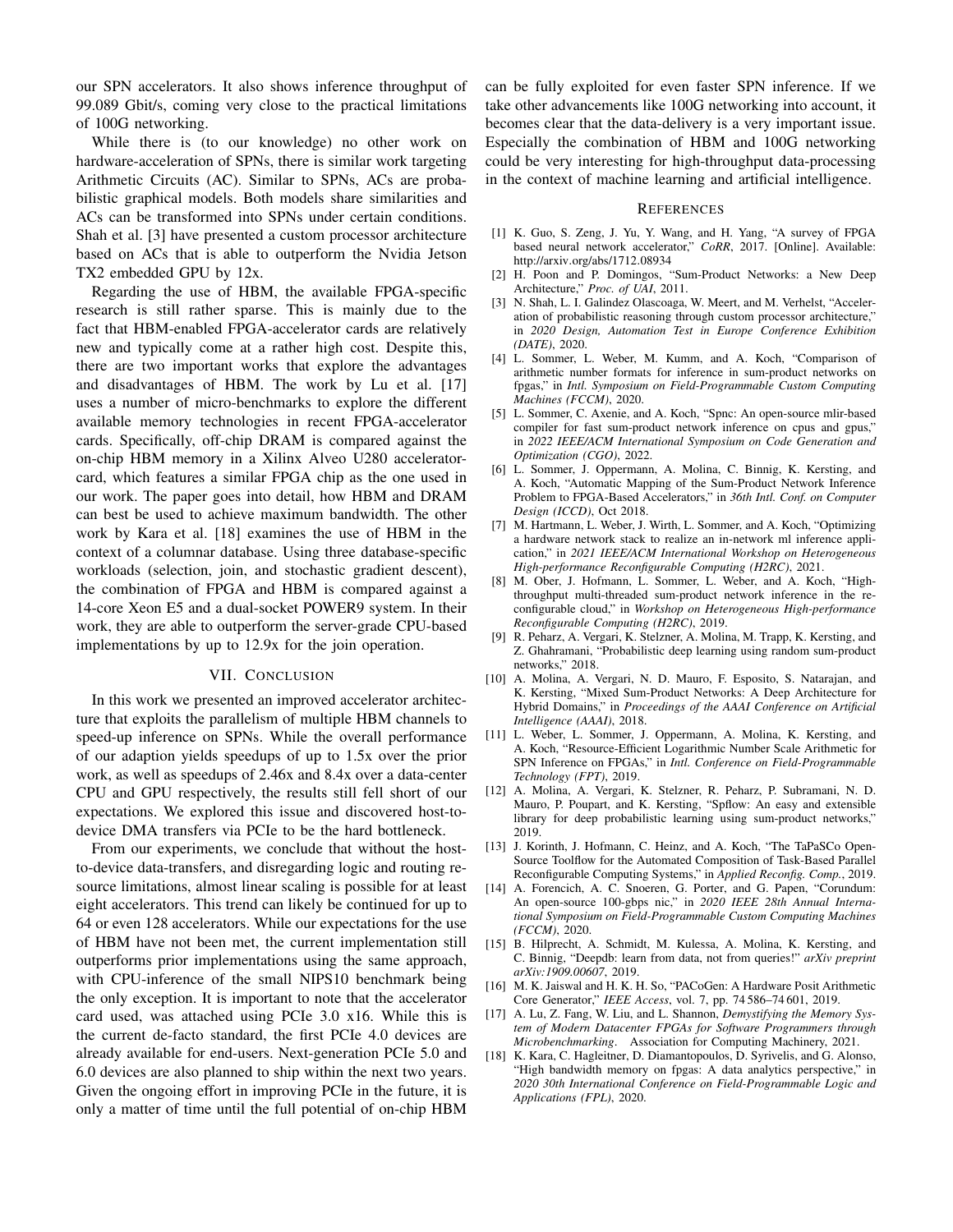our SPN accelerators. It also shows inference throughput of 99.089 Gbit/s, coming very close to the practical limitations of 100G networking.

While there is (to our knowledge) no other work on hardware-acceleration of SPNs, there is similar work targeting Arithmetic Circuits (AC). Similar to SPNs, ACs are probabilistic graphical models. Both models share similarities and ACs can be transformed into SPNs under certain conditions. Shah et al. [3] have presented a custom processor architecture based on ACs that is able to outperform the Nvidia Jetson TX2 embedded GPU by 12x.

Regarding the use of HBM, the available FPGA-specific research is still rather sparse. This is mainly due to the fact that HBM-enabled FPGA-accelerator cards are relatively new and typically come at a rather high cost. Despite this, there are two important works that explore the advantages and disadvantages of HBM. The work by Lu et al. [17] uses a number of micro-benchmarks to explore the different available memory technologies in recent FPGA-accelerator cards. Specifically, off-chip DRAM is compared against the on-chip HBM memory in a Xilinx Alveo U280 accelerator-card, which features a similar FPGA chip as the one used in our work. The paper goes into detail, how HBM and DRAM can best be used to achieve maximum bandwidth. The other work by Kara et al. [18] examines the use of HBM in the context of a columnar database. Using three database-specific workloads (selection, join, and stochastic gradient descent), the combination of FPGA and HBM is compared against a 14-core Xeon E5 and a dual-socket POWER9 system. In their work, they are able to outperform the server-grade CPU-based implementations by up to 12.9x for the join operation.

## VII. Conclusion

In this work we presented an improved accelerator architecture that exploits the parallelism of multiple HBM channels to speed-up inference on SPNs. While the overall performance of our adaption yields speedups of up to 1.5x over the prior work, as well as speedups of 2.46x and 8.4x over a data-center CPU and GPU respectively, the results still fell short of our expectations. We explored this issue and discovered host-to-device DMA transfers via PCIe to be the hard bottleneck.

From our experiments, we conclude that without the host-to-device data-transfers, and disregarding logic and routing resource limitations, almost linear scaling is possible for at least eight accelerators. This trend can likely be continued for up to 64 or even 128 accelerators. While our expectations for the use of HBM have not been met, the current implementation still outperforms prior implementations using the same approach, with CPU-inference of the small NIPS10 benchmark being the only exception. It is important to note that the accelerator card used, was attached using PCIe 3.0 x16. While this is the current de-facto standard, the first PCIe 4.0 devices are already available for end-users. Next-generation PCIe 5.0 and 6.0 devices are also planned to ship within the next two years. Given the ongoing effort in improving PCIe in the future, it is only a matter of time until the full potential of on-chip HBM can be fully exploited for even faster SPN inference. If we take other advancements like 100G networking into account, it becomes clear that the data-delivery is a very important issue. Especially the combination of HBM and 100G networking could be very interesting for high-throughput data-processing in the context of machine learning and artificial intelligence.

## References

[1] K. Guo, S. Zeng, J. Yu, Y. Wang, and H. Yang, "A survey of FPGA based neural network accelerator," *CoRR*, 2017. [Online]. Available: http://arxiv.org/abs/1712.08934

[2] H. Poon and P. Domingos, "Sum-Product Networks: a New Deep Architecture," *Proc. of UAI*, 2011.

[3] N. Shah, L. I. Galindez Olascoaga, W. Meert, and M. Verhelst, "Acceleration of probabilistic reasoning through custom processor architecture," in *2020 Design, Automation Test in Europe Conference Exhibition (DATE)*, 2020.

[4] L. Sommer, L. Weber, M. Kumm, and A. Koch, "Comparison of arithmetic number formats for inference in sum-product networks on fpgas," in *Intl. Symposium on Field-Programmable Custom Computing Machines (FCCM)*, 2020.

[5] L. Sommer, C. Axenie, and A. Koch, "Spnc: An open-source mlir-based compiler for fast sum-product network inference on cpus and gpus," in *2022 IEEE/ACM International Symposium on Code Generation and Optimization (CGO)*, 2022.

[6] L. Sommer, J. Oppermann, A. Molina, C. Binnig, K. Kersting, and A. Koch, "Automatic Mapping of the Sum-Product Network Inference Problem to FPGA-Based Accelerators," in *36th Intl. Conf. on Computer Design (ICCD)*, Oct 2018.

[7] M. Hartmann, L. Weber, J. Wirth, L. Sommer, and A. Koch, "Optimizing a hardware network stack to realize an in-network ml inference application," in *2021 IEEE/ACM International Workshop on Heterogeneous High-performance Reconfigurable Computing (H2RC)*, 2021.

[8] M. Ober, J. Hofmann, L. Sommer, L. Weber, and A. Koch, "High-throughput multi-threaded sum-product network inference in the reconfigurable cloud," in *Workshop on Heterogeneous High-performance Reconfigurable Computing (H2RC)*, 2019.

[9] R. Peharz, A. Vergari, K. Stelzner, A. Molina, M. Trapp, K. Kersting, and Z. Ghahramani, "Probabilistic deep learning using random sum-product networks," 2018.

[10] A. Molina, A. Vergari, N. D. Mauro, F. Esposito, S. Natarajan, and K. Kersting, "Mixed Sum-Product Networks: A Deep Architecture for Hybrid Domains," in *Proceedings of the AAAI Conference on Artificial Intelligence (AAAI)*, 2018.

[11] L. Weber, L. Sommer, J. Oppermann, A. Molina, K. Kersting, and A. Koch, "Resource-Efficient Logarithmic Number Scale Arithmetic for SPN Inference on FPGAs," in *Intl. Conference on Field-Programmable Technology (FPT)*, 2019.

[12] A. Molina, A. Vergari, K. Stelzner, R. Peharz, P. Subramani, N. D. Mauro, P. Poupart, and K. Kersting, "Spflow: An easy and extensible library for deep probabilistic learning using sum-product networks," 2019.

[13] J. Korinth, J. Hofmann, C. Heinz, and A. Koch, "The TaPaSCo Open-Source Toolflow for the Automated Composition of Task-Based Parallel Reconfigurable Computing Systems," in *Applied Reconfig. Comp.*, 2019.

[14] A. Forencich, A. C. Snoeren, G. Porter, and G. Papen, "Corundum: An open-source 100-gbps nic," in *2020 IEEE 28th Annual International Symposium on Field-Programmable Custom Computing Machines (FCCM)*, 2020.

[15] B. Hilprecht, A. Schmidt, M. Kulessa, A. Molina, K. Kersting, and C. Binnig, "Deepdb: learn from data, not from queries!" *arXiv preprint arXiv:1909.00607*, 2019.

[16] M. K. Jaiswal and H. K. H. So, "PACoGen: A Hardware Posit Arithmetic Core Generator," *IEEE Access*, vol. 7, pp. 74 586–74 601, 2019.

[17] A. Lu, Z. Fang, W. Liu, and L. Shannon, *Demystifying the Memory System of Modern Datacenter FPGAs for Software Programmers through Microbenchmarking*. Association for Computing Machinery, 2021.

[18] K. Kara, C. Hagleitner, D. Diamantopoulos, D. Syrivelis, and G. Alonso, "High bandwidth memory on fpgas: A data analytics perspective," in *2020 30th International Conference on Field-Programmable Logic and Applications (FPL)*, 2020.